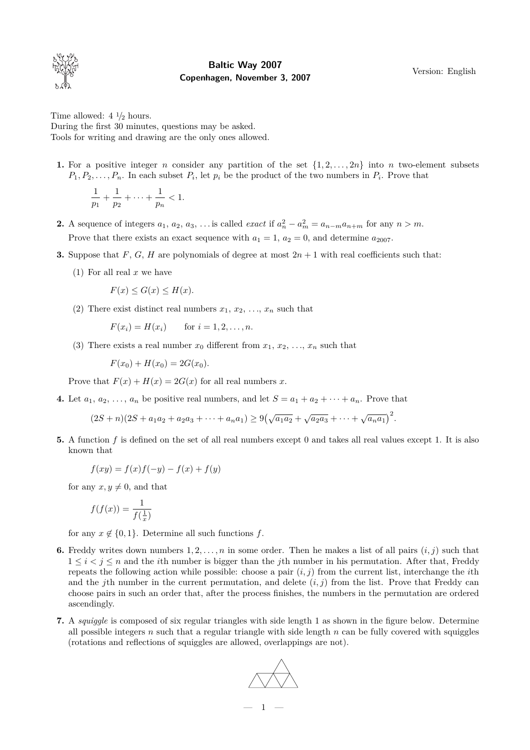# Baltic Way 2007

**Copenhagen, November 3, 2007**

Version: English

Time allowed: 4 ½ hours.
During the first 30 minutes, questions may be asked.
Tools for writing and drawing are the only ones allowed.

1. For a positive integer $n$ consider any partition of the set $\{1, 2, \ldots, 2n\}$ into $n$ two-element subsets $P_1, P_2, \ldots, P_n$. In each subset $P_i$, let $p_i$ be the product of the two numbers in $P_i$. Prove that

   $$\frac{1}{p_1} + \frac{1}{p_2} + \cdots + \frac{1}{p_n} < 1.$$

2. A sequence of integers $a_1$, $a_2$, $a_3$, ... is called *exact* if $a_n^2 - a_m^2 = a_{n-m}a_{n+m}$ for any $n > m$.
   Prove that there exists an exact sequence with $a_1 = 1$, $a_2 = 0$, and determine $a_{2007}$.

3. Suppose that $F$, $G$, $H$ are polynomials of degree at most $2n + 1$ with real coefficients such that:

   (1) For all real $x$ we have

   $$F(x) \leq G(x) \leq H(x).$$

   (2) There exist distinct real numbers $x_1$, $x_2$, ..., $x_n$ such that

   $$F(x_i) = H(x_i) \qquad \text{for } i = 1, 2, \ldots, n.$$

   (3) There exists a real number $x_0$ different from $x_1$, $x_2$, ..., $x_n$ such that

   $$F(x_0) + H(x_0) = 2G(x_0).$$

   Prove that $F(x) + H(x) = 2G(x)$ for all real numbers $x$.

4. Let $a_1$, $a_2$, ..., $a_n$ be positive real numbers, and let $S = a_1 + a_2 + \cdots + a_n$. Prove that

   $$(2S + n)(2S + a_1a_2 + a_2a_3 + \cdots + a_na_1) \geq 9\left(\sqrt{a_1a_2} + \sqrt{a_2a_3} + \cdots + \sqrt{a_na_1}\right)^2.$$

5. A function $f$ is defined on the set of all real numbers except 0 and takes all real values except 1. It is also known that

   $$f(xy) = f(x)f(-y) - f(x) + f(y)$$

   for any $x, y \neq 0$, and that

   $$f(f(x)) = \frac{1}{f(\frac{1}{x})}$$

   for any $x \notin \{0, 1\}$. Determine all such functions $f$.

6. Freddy writes down numbers $1, 2, \ldots, n$ in some order. Then he makes a list of all pairs $(i, j)$ such that $1 \leq i < j \leq n$ and the $i$th number is bigger than the $j$th number in his permutation. After that, Freddy repeats the following action while possible: choose a pair $(i, j)$ from the current list, interchange the $i$th and the $j$th number in the current permutation, and delete $(i, j)$ from the list. Prove that Freddy can choose pairs in such an order that, after the process finishes, the numbers in the permutation are ordered ascendingly.

7. A *squiggle* is composed of six regular triangles with side length 1 as shown in the figure below. Determine all possible integers $n$ such that a regular triangle with side length $n$ can be fully covered with squiggles (rotations and reflections of squiggles are allowed, overlappings are not).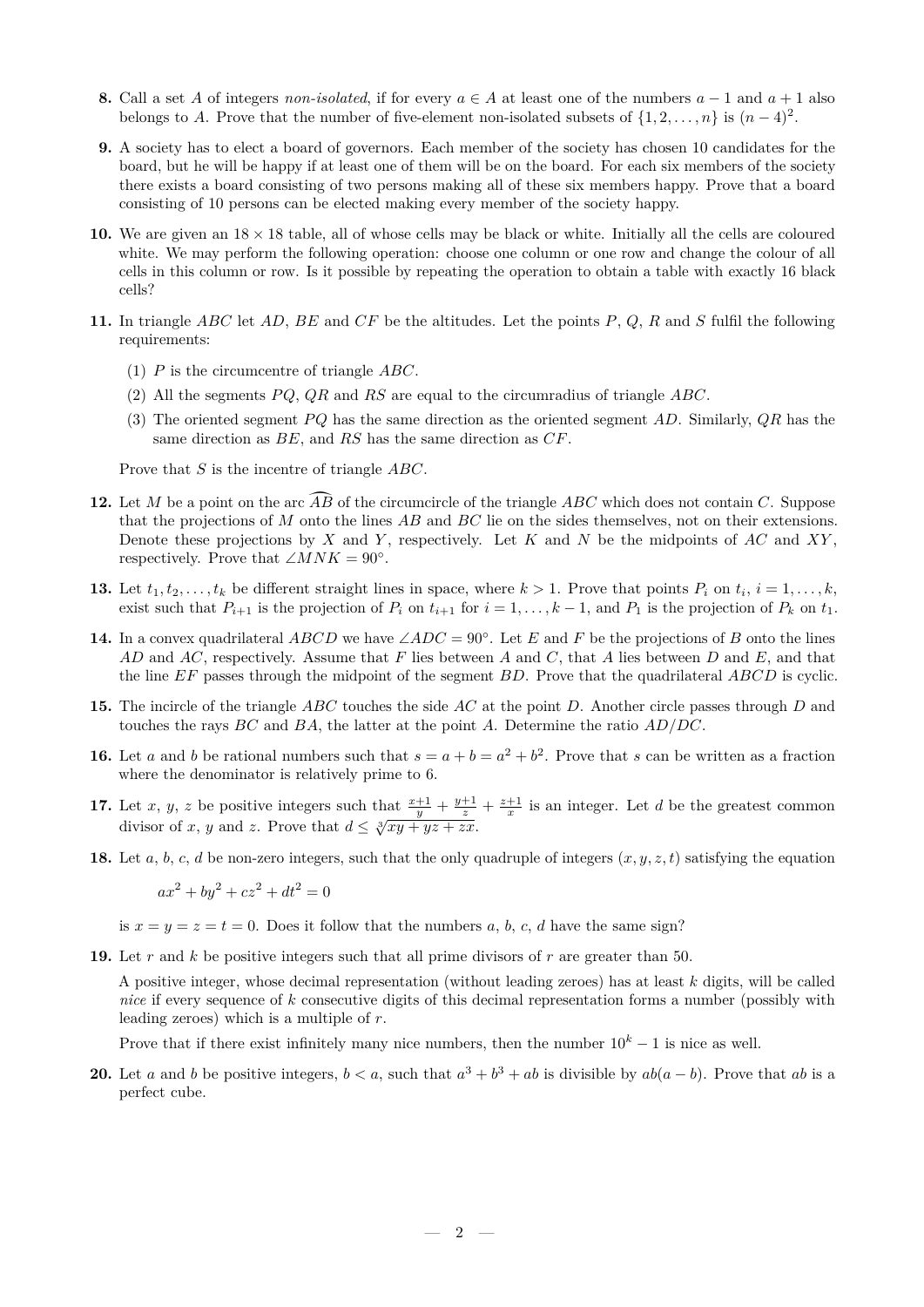**8.** Call a set $A$ of integers *non-isolated*, if for every $a \in A$ at least one of the numbers $a-1$ and $a+1$ also belongs to $A$. Prove that the number of five-element non-isolated subsets of $\{1, 2, \ldots, n\}$ is $(n-4)^2$.

**9.** A society has to elect a board of governors. Each member of the society has chosen 10 candidates for the board, but he will be happy if at least one of them will be on the board. For each six members of the society there exists a board consisting of two persons making all of these six members happy. Prove that a board consisting of 10 persons can be elected making every member of the society happy.

**10.** We are given an $18 \times 18$ table, all of whose cells may be black or white. Initially all the cells are coloured white. We may perform the following operation: choose one column or one row and change the colour of all cells in this column or row. Is it possible by repeating the operation to obtain a table with exactly 16 black cells?

**11.** In triangle $ABC$ let $AD$, $BE$ and $CF$ be the altitudes. Let the points $P$, $Q$, $R$ and $S$ fulfil the following requirements:

(1) $P$ is the circumcentre of triangle $ABC$.

(2) All the segments $PQ$, $QR$ and $RS$ are equal to the circumradius of triangle $ABC$.

(3) The oriented segment $PQ$ has the same direction as the oriented segment $AD$. Similarly, $QR$ has the same direction as $BE$, and $RS$ has the same direction as $CF$.

Prove that $S$ is the incentre of triangle $ABC$.

**12.** Let $M$ be a point on the arc $\widehat{AB}$ of the circumcircle of the triangle $ABC$ which does not contain $C$. Suppose that the projections of $M$ onto the lines $AB$ and $BC$ lie on the sides themselves, not on their extensions. Denote these projections by $X$ and $Y$, respectively. Let $K$ and $N$ be the midpoints of $AC$ and $XY$, respectively. Prove that $\angle MNK = 90^\circ$.

**13.** Let $t_1, t_2, \ldots, t_k$ be different straight lines in space, where $k > 1$. Prove that points $P_i$ on $t_i$, $i = 1, \ldots, k$, exist such that $P_{i+1}$ is the projection of $P_i$ on $t_{i+1}$ for $i = 1, \ldots, k-1$, and $P_1$ is the projection of $P_k$ on $t_1$.

**14.** In a convex quadrilateral $ABCD$ we have $\angle ADC = 90^\circ$. Let $E$ and $F$ be the projections of $B$ onto the lines $AD$ and $AC$, respectively. Assume that $F$ lies between $A$ and $C$, that $A$ lies between $D$ and $E$, and that the line $EF$ passes through the midpoint of the segment $BD$. Prove that the quadrilateral $ABCD$ is cyclic.

**15.** The incircle of the triangle $ABC$ touches the side $AC$ at the point $D$. Another circle passes through $D$ and touches the rays $BC$ and $BA$, the latter at the point $A$. Determine the ratio $AD/DC$.

**16.** Let $a$ and $b$ be rational numbers such that $s = a + b = a^2 + b^2$. Prove that $s$ can be written as a fraction where the denominator is relatively prime to 6.

**17.** Let $x$, $y$, $z$ be positive integers such that $\frac{x+1}{y} + \frac{y+1}{z} + \frac{z+1}{x}$ is an integer. Let $d$ be the greatest common divisor of $x$, $y$ and $z$. Prove that $d \le \sqrt[3]{xy + yz + zx}$.

**18.** Let $a$, $b$, $c$, $d$ be non-zero integers, such that the only quadruple of integers $(x, y, z, t)$ satisfying the equation

$$ax^2 + by^2 + cz^2 + dt^2 = 0$$

is $x = y = z = t = 0$. Does it follow that the numbers $a$, $b$, $c$, $d$ have the same sign?

**19.** Let $r$ and $k$ be positive integers such that all prime divisors of $r$ are greater than 50.

A positive integer, whose decimal representation (without leading zeroes) has at least $k$ digits, will be called *nice* if every sequence of $k$ consecutive digits of this decimal representation forms a number (possibly with leading zeroes) which is a multiple of $r$.

Prove that if there exist infinitely many nice numbers, then the number $10^k - 1$ is nice as well.

**20.** Let $a$ and $b$ be positive integers, $b < a$, such that $a^3 + b^3 + ab$ is divisible by $ab(a-b)$. Prove that $ab$ is a perfect cube.